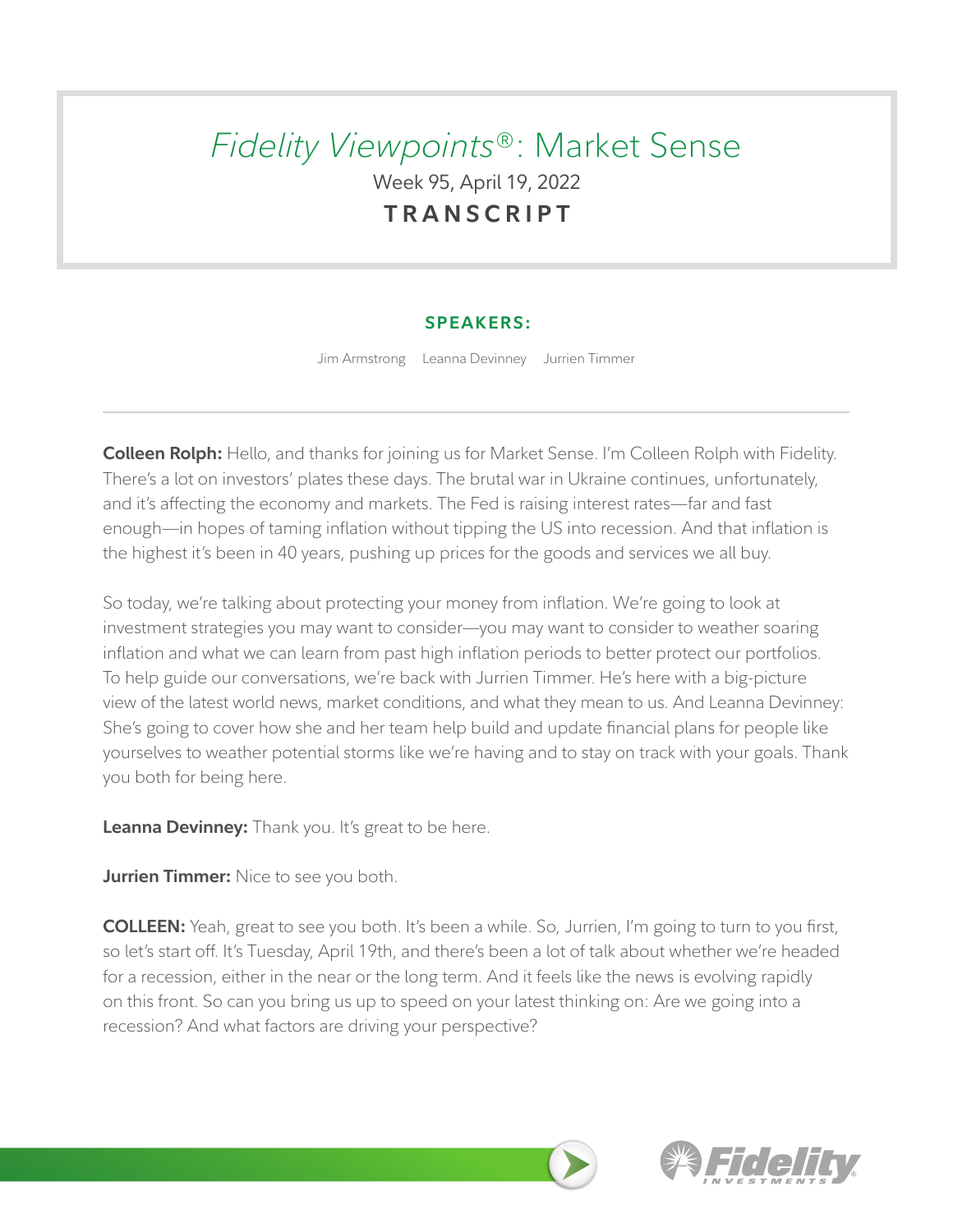# *Fidelity Viewpoints®*: Market Sense

Week 95, April 19, 2022

**TRANSCRIPT**

**SPEAKERS:**

Jim Armstrong Leanna Devinney Jurrien Timmer

---

**Colleen Rolph:** Hello, and thanks for joining us for Market Sense. I'm Colleen Rolph with Fidelity. There's a lot on investors' plates these days. The brutal war in Ukraine continues, unfortunately, and it's affecting the economy and markets. The Fed is raising interest rates—far and fast enough—in hopes of taming inflation without tipping the US into recession. And that inflation is the highest it's been in 40 years, pushing up prices for the goods and services we all buy.

So today, we're talking about protecting your money from inflation. We're going to look at investment strategies you may want to consider—you may want to consider to weather soaring inflation and what we can learn from past high inflation periods to better protect our portfolios. To help guide our conversations, we're back with Jurrien Timmer. He's here with a big-picture view of the latest world news, market conditions, and what they mean to us. And Leanna Devinney: She's going to cover how she and her team help build and update financial plans for people like yourselves to weather potential storms like we're having and to stay on track with your goals. Thank you both for being here.

**Leanna Devinney:** Thank you. It's great to be here.

**Jurrien Timmer:** Nice to see you both.

**COLLEEN:** Yeah, great to see you both. It's been a while. So, Jurrien, I'm going to turn to you first, so let's start off. It's Tuesday, April 19th, and there's been a lot of talk about whether we're headed for a recession, either in the near or the long term. And it feels like the news is evolving rapidly on this front. So can you bring us up to speed on your latest thinking on: Are we going into a recession? And what factors are driving your perspective?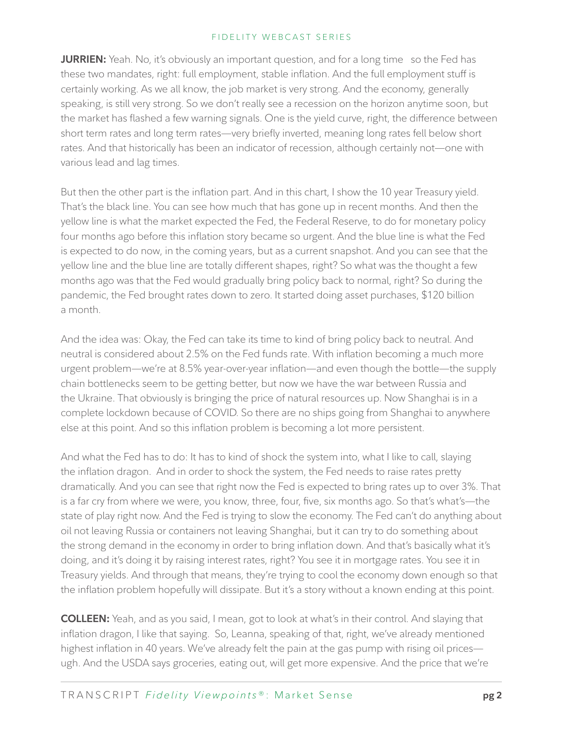**JURRIEN:** Yeah. No, it's obviously an important question, and for a long time so the Fed has these two mandates, right: full employment, stable inflation. And the full employment stuff is certainly working. As we all know, the job market is very strong. And the economy, generally speaking, is still very strong. So we don't really see a recession on the horizon anytime soon, but the market has flashed a few warning signals. One is the yield curve, right, the difference between short term rates and long term rates—very briefly inverted, meaning long rates fell below short rates. And that historically has been an indicator of recession, although certainly not—one with various lead and lag times.

But then the other part is the inflation part. And in this chart, I show the 10 year Treasury yield. That's the black line. You can see how much that has gone up in recent months. And then the yellow line is what the market expected the Fed, the Federal Reserve, to do for monetary policy four months ago before this inflation story became so urgent. And the blue line is what the Fed is expected to do now, in the coming years, but as a current snapshot. And you can see that the yellow line and the blue line are totally different shapes, right? So what was the thought a few months ago was that the Fed would gradually bring policy back to normal, right? So during the pandemic, the Fed brought rates down to zero. It started doing asset purchases, $120 billion a month.

And the idea was: Okay, the Fed can take its time to kind of bring policy back to neutral. And neutral is considered about 2.5% on the Fed funds rate. With inflation becoming a much more urgent problem—we're at 8.5% year-over-year inflation—and even though the bottle—the supply chain bottlenecks seem to be getting better, but now we have the war between Russia and the Ukraine. That obviously is bringing the price of natural resources up. Now Shanghai is in a complete lockdown because of COVID. So there are no ships going from Shanghai to anywhere else at this point. And so this inflation problem is becoming a lot more persistent.

And what the Fed has to do: It has to kind of shock the system into, what I like to call, slaying the inflation dragon. And in order to shock the system, the Fed needs to raise rates pretty dramatically. And you can see that right now the Fed is expected to bring rates up to over 3%. That is a far cry from where we were, you know, three, four, five, six months ago. So that's what's—the state of play right now. And the Fed is trying to slow the economy. The Fed can't do anything about oil not leaving Russia or containers not leaving Shanghai, but it can try to do something about the strong demand in the economy in order to bring inflation down. And that's basically what it's doing, and it's doing it by raising interest rates, right? You see it in mortgage rates. You see it in Treasury yields. And through that means, they're trying to cool the economy down enough so that the inflation problem hopefully will dissipate. But it's a story without a known ending at this point.

**COLLEEN:** Yeah, and as you said, I mean, got to look at what's in their control. And slaying that inflation dragon, I like that saying. So, Leanna, speaking of that, right, we've already mentioned highest inflation in 40 years. We've already felt the pain at the gas pump with rising oil prices—ugh. And the USDA says groceries, eating out, will get more expensive. And the price that we're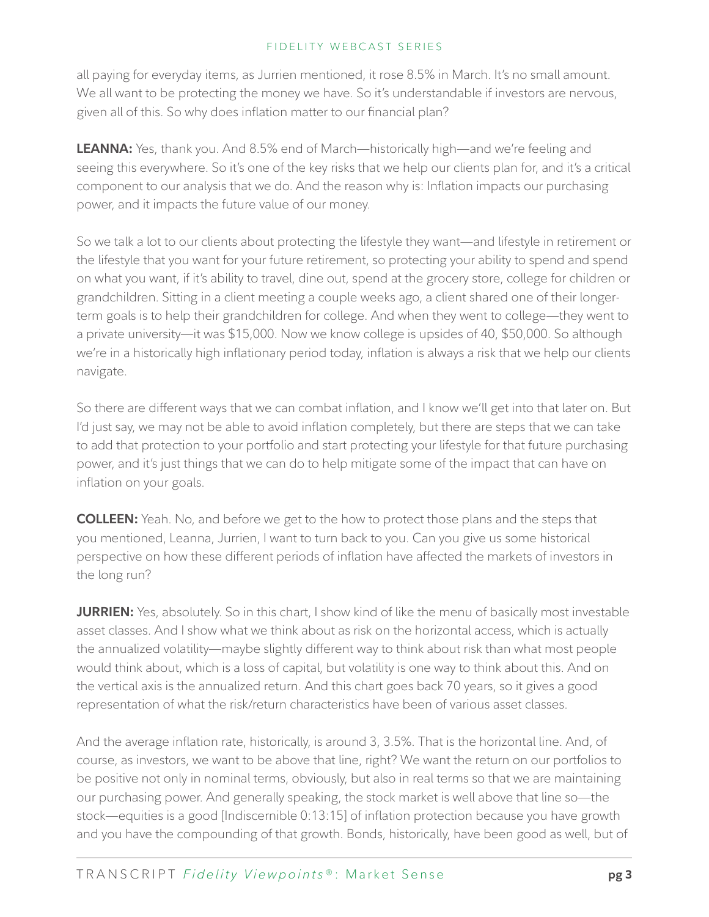all paying for everyday items, as Jurrien mentioned, it rose 8.5% in March. It's no small amount. We all want to be protecting the money we have. So it's understandable if investors are nervous, given all of this. So why does inflation matter to our financial plan?

**LEANNA:** Yes, thank you. And 8.5% end of March—historically high—and we're feeling and seeing this everywhere. So it's one of the key risks that we help our clients plan for, and it's a critical component to our analysis that we do. And the reason why is: Inflation impacts our purchasing power, and it impacts the future value of our money.

So we talk a lot to our clients about protecting the lifestyle they want—and lifestyle in retirement or the lifestyle that you want for your future retirement, so protecting your ability to spend and spend on what you want, if it's ability to travel, dine out, spend at the grocery store, college for children or grandchildren. Sitting in a client meeting a couple weeks ago, a client shared one of their longer-term goals is to help their grandchildren for college. And when they went to college—they went to a private university—it was $15,000. Now we know college is upsides of 40, $50,000. So although we're in a historically high inflationary period today, inflation is always a risk that we help our clients navigate.

So there are different ways that we can combat inflation, and I know we'll get into that later on. But I'd just say, we may not be able to avoid inflation completely, but there are steps that we can take to add that protection to your portfolio and start protecting your lifestyle for that future purchasing power, and it's just things that we can do to help mitigate some of the impact that can have on inflation on your goals.

**COLLEEN:** Yeah. No, and before we get to the how to protect those plans and the steps that you mentioned, Leanna, Jurrien, I want to turn back to you. Can you give us some historical perspective on how these different periods of inflation have affected the markets of investors in the long run?

**JURRIEN:** Yes, absolutely. So in this chart, I show kind of like the menu of basically most investable asset classes. And I show what we think about as risk on the horizontal access, which is actually the annualized volatility—maybe slightly different way to think about risk than what most people would think about, which is a loss of capital, but volatility is one way to think about this. And on the vertical axis is the annualized return. And this chart goes back 70 years, so it gives a good representation of what the risk/return characteristics have been of various asset classes.

And the average inflation rate, historically, is around 3, 3.5%. That is the horizontal line. And, of course, as investors, we want to be above that line, right? We want the return on our portfolios to be positive not only in nominal terms, obviously, but also in real terms so that we are maintaining our purchasing power. And generally speaking, the stock market is well above that line so—the stock—equities is a good [Indiscernible 0:13:15] of inflation protection because you have growth and you have the compounding of that growth. Bonds, historically, have been good as well, but of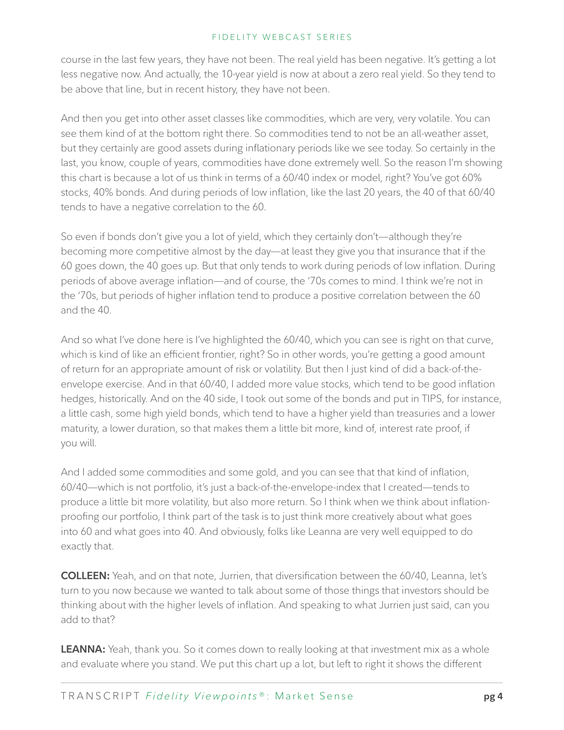course in the last few years, they have not been. The real yield has been negative. It's getting a lot less negative now. And actually, the 10-year yield is now at about a zero real yield. So they tend to be above that line, but in recent history, they have not been.

And then you get into other asset classes like commodities, which are very, very volatile. You can see them kind of at the bottom right there. So commodities tend to not be an all-weather asset, but they certainly are good assets during inflationary periods like we see today. So certainly in the last, you know, couple of years, commodities have done extremely well. So the reason I'm showing this chart is because a lot of us think in terms of a 60/40 index or model, right? You've got 60% stocks, 40% bonds. And during periods of low inflation, like the last 20 years, the 40 of that 60/40 tends to have a negative correlation to the 60.

So even if bonds don't give you a lot of yield, which they certainly don't—although they're becoming more competitive almost by the day—at least they give you that insurance that if the 60 goes down, the 40 goes up. But that only tends to work during periods of low inflation. During periods of above average inflation—and of course, the '70s comes to mind. I think we're not in the '70s, but periods of higher inflation tend to produce a positive correlation between the 60 and the 40.

And so what I've done here is I've highlighted the 60/40, which you can see is right on that curve, which is kind of like an efficient frontier, right? So in other words, you're getting a good amount of return for an appropriate amount of risk or volatility. But then I just kind of did a back-of-the-envelope exercise. And in that 60/40, I added more value stocks, which tend to be good inflation hedges, historically. And on the 40 side, I took out some of the bonds and put in TIPS, for instance, a little cash, some high yield bonds, which tend to have a higher yield than treasuries and a lower maturity, a lower duration, so that makes them a little bit more, kind of, interest rate proof, if you will.

And I added some commodities and some gold, and you can see that that kind of inflation, 60/40—which is not portfolio, it's just a back-of-the-envelope-index that I created—tends to produce a little bit more volatility, but also more return. So I think when we think about inflation-proofing our portfolio, I think part of the task is to just think more creatively about what goes into 60 and what goes into 40. And obviously, folks like Leanna are very well equipped to do exactly that.

**COLLEEN:** Yeah, and on that note, Jurrien, that diversification between the 60/40, Leanna, let's turn to you now because we wanted to talk about some of those things that investors should be thinking about with the higher levels of inflation. And speaking to what Jurrien just said, can you add to that?

**LEANNA:** Yeah, thank you. So it comes down to really looking at that investment mix as a whole and evaluate where you stand. We put this chart up a lot, but left to right it shows the different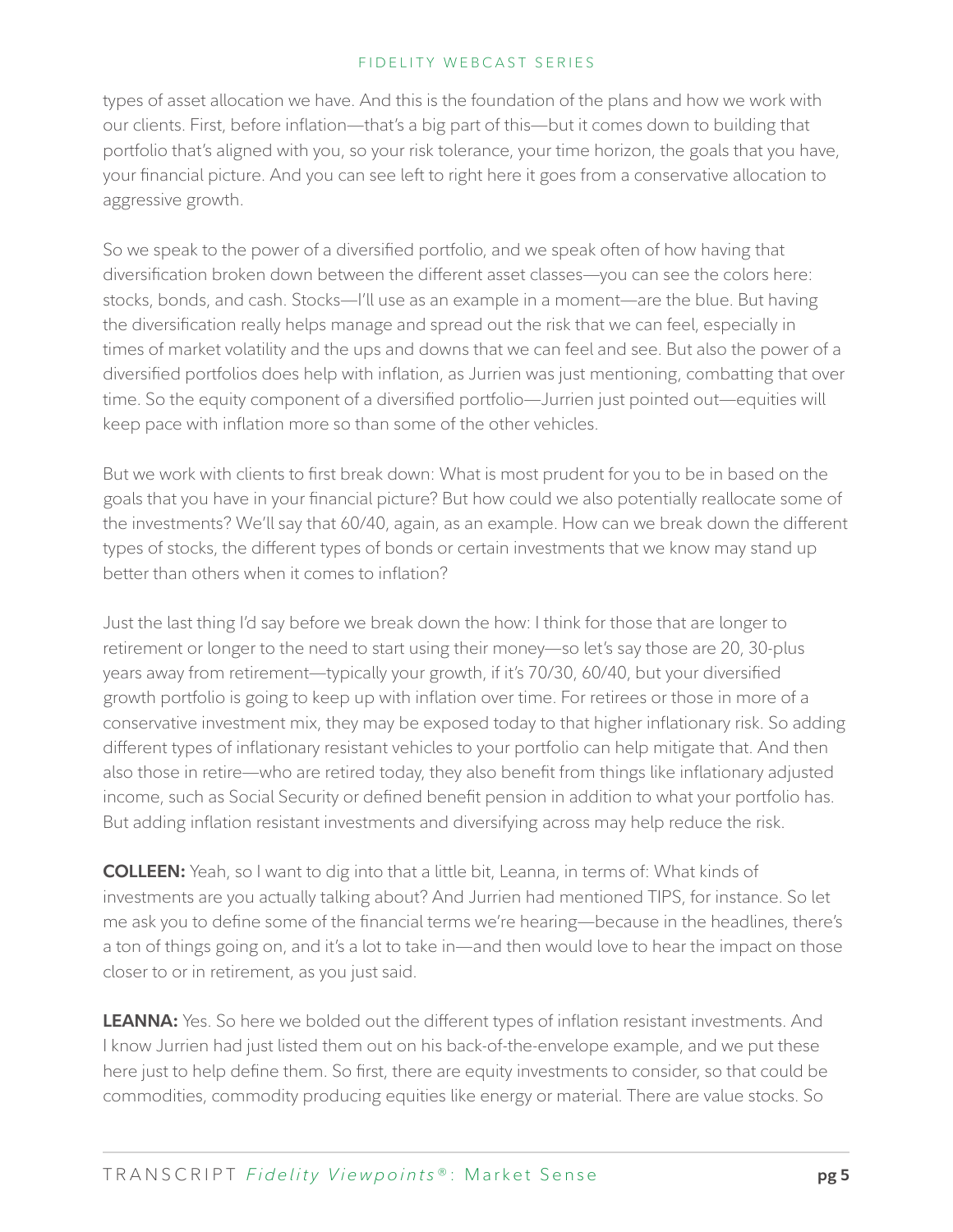types of asset allocation we have. And this is the foundation of the plans and how we work with our clients. First, before inflation—that's a big part of this—but it comes down to building that portfolio that's aligned with you, so your risk tolerance, your time horizon, the goals that you have, your financial picture. And you can see left to right here it goes from a conservative allocation to aggressive growth.

So we speak to the power of a diversified portfolio, and we speak often of how having that diversification broken down between the different asset classes—you can see the colors here: stocks, bonds, and cash. Stocks—I'll use as an example in a moment—are the blue. But having the diversification really helps manage and spread out the risk that we can feel, especially in times of market volatility and the ups and downs that we can feel and see. But also the power of a diversified portfolios does help with inflation, as Jurrien was just mentioning, combatting that over time. So the equity component of a diversified portfolio—Jurrien just pointed out—equities will keep pace with inflation more so than some of the other vehicles.

But we work with clients to first break down: What is most prudent for you to be in based on the goals that you have in your financial picture? But how could we also potentially reallocate some of the investments? We'll say that 60/40, again, as an example. How can we break down the different types of stocks, the different types of bonds or certain investments that we know may stand up better than others when it comes to inflation?

Just the last thing I'd say before we break down the how: I think for those that are longer to retirement or longer to the need to start using their money—so let's say those are 20, 30-plus years away from retirement—typically your growth, if it's 70/30, 60/40, but your diversified growth portfolio is going to keep up with inflation over time. For retirees or those in more of a conservative investment mix, they may be exposed today to that higher inflationary risk. So adding different types of inflationary resistant vehicles to your portfolio can help mitigate that. And then also those in retire—who are retired today, they also benefit from things like inflationary adjusted income, such as Social Security or defined benefit pension in addition to what your portfolio has. But adding inflation resistant investments and diversifying across may help reduce the risk.

**COLLEEN:** Yeah, so I want to dig into that a little bit, Leanna, in terms of: What kinds of investments are you actually talking about? And Jurrien had mentioned TIPS, for instance. So let me ask you to define some of the financial terms we're hearing—because in the headlines, there's a ton of things going on, and it's a lot to take in—and then would love to hear the impact on those closer to or in retirement, as you just said.

**LEANNA:** Yes. So here we bolded out the different types of inflation resistant investments. And I know Jurrien had just listed them out on his back-of-the-envelope example, and we put these here just to help define them. So first, there are equity investments to consider, so that could be commodities, commodity producing equities like energy or material. There are value stocks. So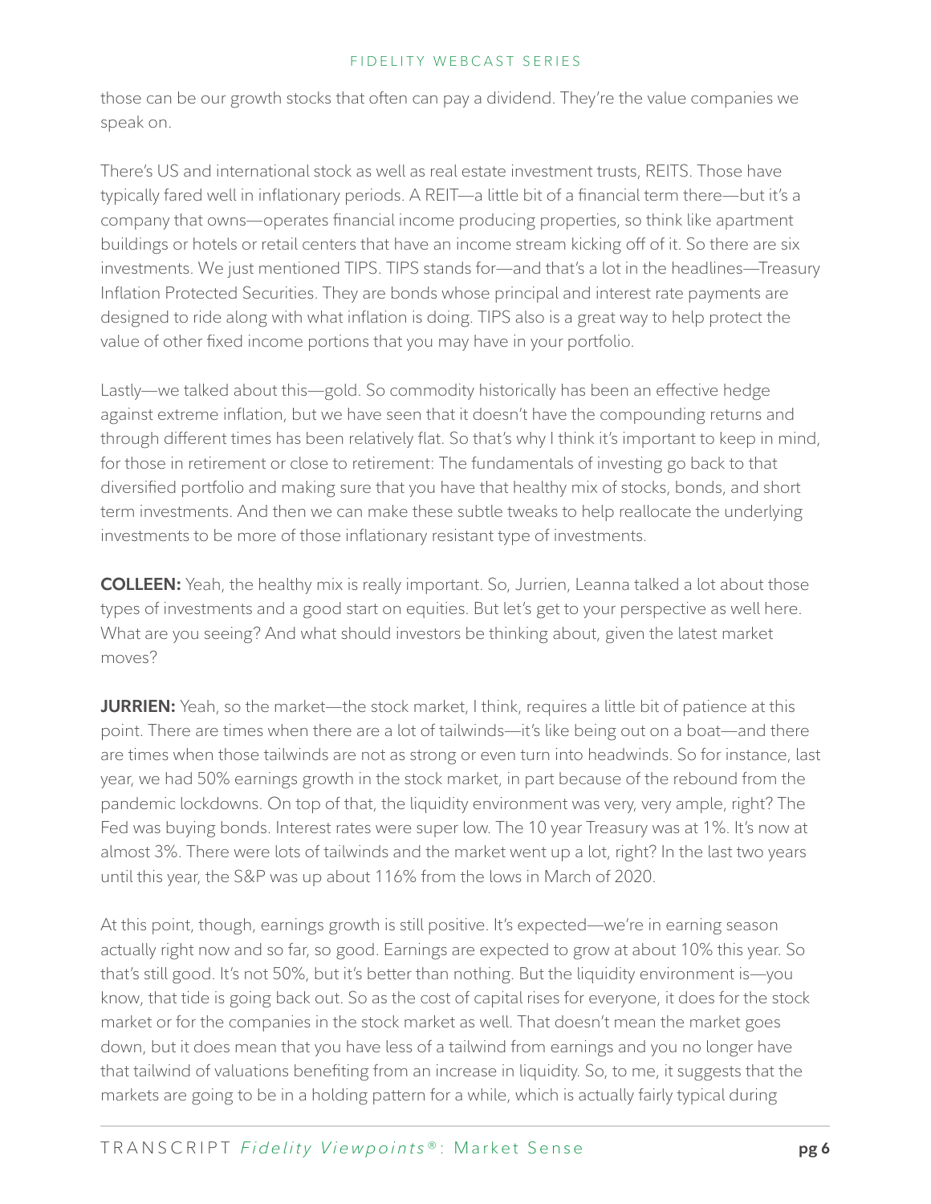those can be our growth stocks that often can pay a dividend. They're the value companies we speak on.

There's US and international stock as well as real estate investment trusts, REITS. Those have typically fared well in inflationary periods. A REIT—a little bit of a financial term there—but it's a company that owns—operates financial income producing properties, so think like apartment buildings or hotels or retail centers that have an income stream kicking off of it. So there are six investments. We just mentioned TIPS. TIPS stands for—and that's a lot in the headlines—Treasury Inflation Protected Securities. They are bonds whose principal and interest rate payments are designed to ride along with what inflation is doing. TIPS also is a great way to help protect the value of other fixed income portions that you may have in your portfolio.

Lastly—we talked about this—gold. So commodity historically has been an effective hedge against extreme inflation, but we have seen that it doesn't have the compounding returns and through different times has been relatively flat. So that's why I think it's important to keep in mind, for those in retirement or close to retirement: The fundamentals of investing go back to that diversified portfolio and making sure that you have that healthy mix of stocks, bonds, and short term investments. And then we can make these subtle tweaks to help reallocate the underlying investments to be more of those inflationary resistant type of investments.

**COLLEEN:** Yeah, the healthy mix is really important. So, Jurrien, Leanna talked a lot about those types of investments and a good start on equities. But let's get to your perspective as well here. What are you seeing? And what should investors be thinking about, given the latest market moves?

**JURRIEN:** Yeah, so the market—the stock market, I think, requires a little bit of patience at this point. There are times when there are a lot of tailwinds—it's like being out on a boat—and there are times when those tailwinds are not as strong or even turn into headwinds. So for instance, last year, we had 50% earnings growth in the stock market, in part because of the rebound from the pandemic lockdowns. On top of that, the liquidity environment was very, very ample, right? The Fed was buying bonds. Interest rates were super low. The 10 year Treasury was at 1%. It's now at almost 3%. There were lots of tailwinds and the market went up a lot, right? In the last two years until this year, the S&P was up about 116% from the lows in March of 2020.

At this point, though, earnings growth is still positive. It's expected—we're in earning season actually right now and so far, so good. Earnings are expected to grow at about 10% this year. So that's still good. It's not 50%, but it's better than nothing. But the liquidity environment is—you know, that tide is going back out. So as the cost of capital rises for everyone, it does for the stock market or for the companies in the stock market as well. That doesn't mean the market goes down, but it does mean that you have less of a tailwind from earnings and you no longer have that tailwind of valuations benefiting from an increase in liquidity. So, to me, it suggests that the markets are going to be in a holding pattern for a while, which is actually fairly typical during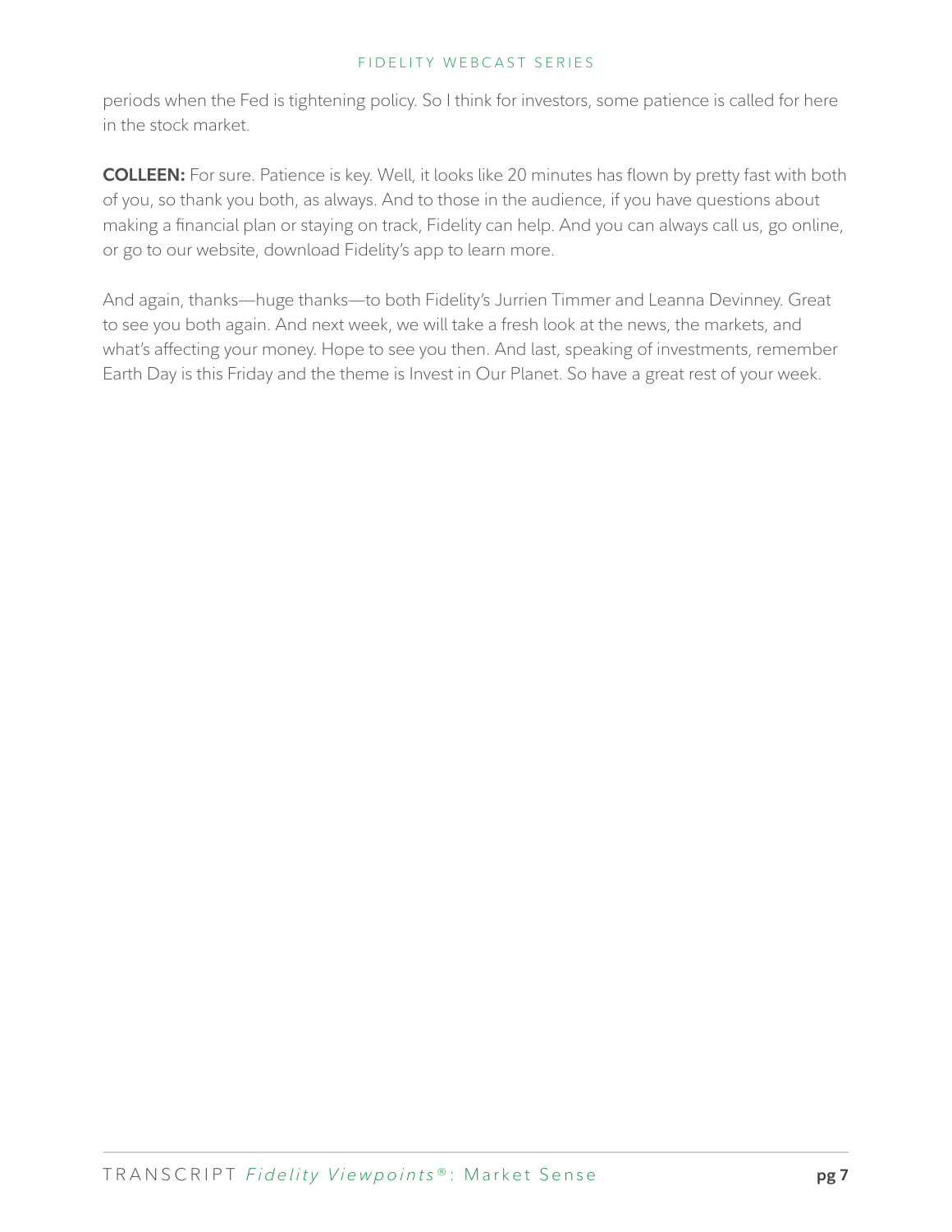periods when the Fed is tightening policy. So I think for investors, some patience is called for here in the stock market.

**COLLEEN:** For sure. Patience is key. Well, it looks like 20 minutes has flown by pretty fast with both of you, so thank you both, as always. And to those in the audience, if you have questions about making a financial plan or staying on track, Fidelity can help. And you can always call us, go online, or go to our website, download Fidelity's app to learn more.

And again, thanks—huge thanks—to both Fidelity's Jurrien Timmer and Leanna Devinney. Great to see you both again. And next week, we will take a fresh look at the news, the markets, and what's affecting your money. Hope to see you then. And last, speaking of investments, remember Earth Day is this Friday and the theme is Invest in Our Planet. So have a great rest of your week.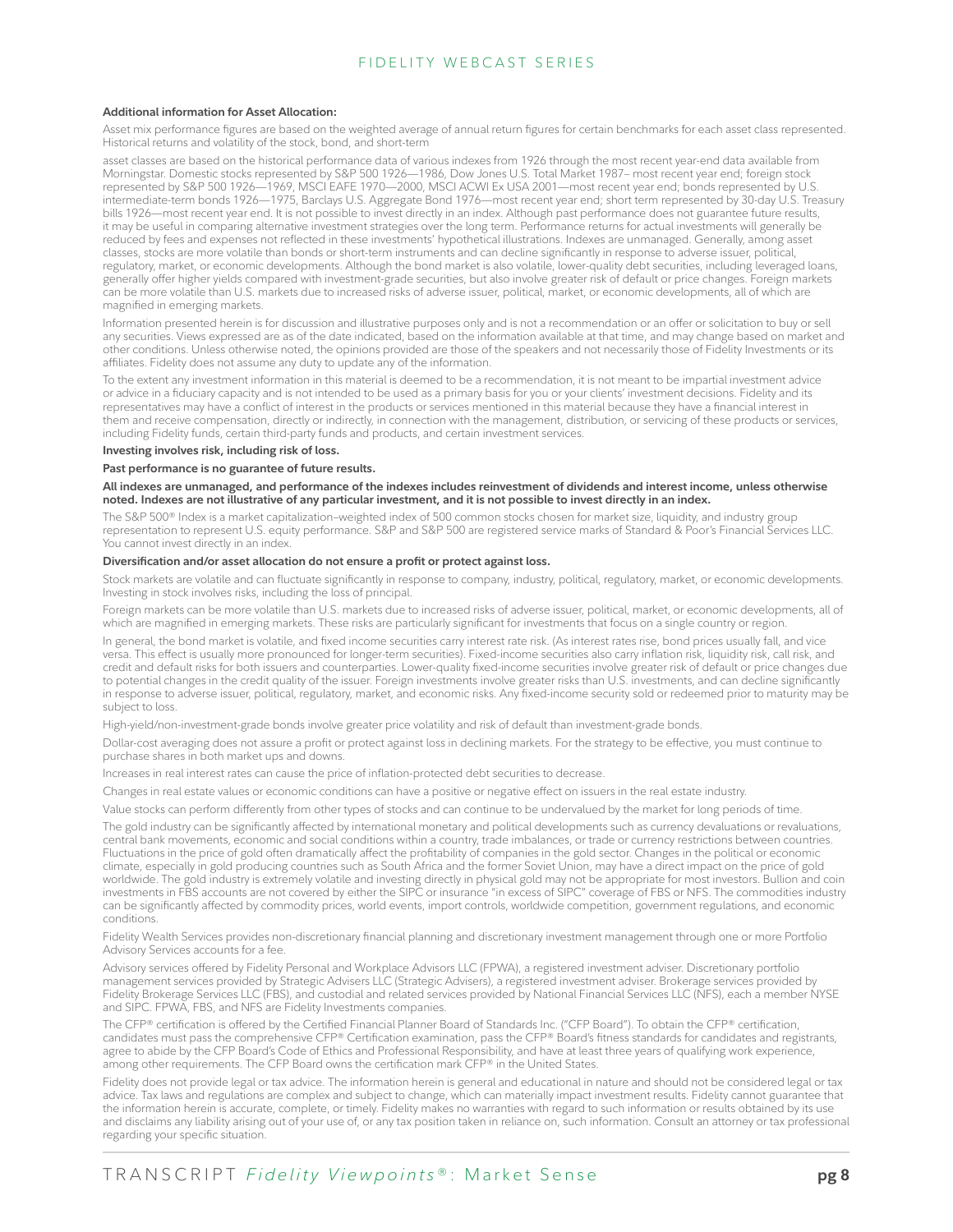**Additional information for Asset Allocation:**

Asset mix performance figures are based on the weighted average of annual return figures for certain benchmarks for each asset class represented. Historical returns and volatility of the stock, bond, and short-term

asset classes are based on the historical performance data of various indexes from 1926 through the most recent year-end data available from Morningstar. Domestic stocks represented by S&P 500 1926—1986, Dow Jones U.S. Total Market 1987– most recent year end; foreign stock represented by S&P 500 1926—1969, MSCI EAFE 1970—2000, MSCI ACWI Ex USA 2001—most recent year end; bonds represented by U.S. intermediate-term bonds 1926—1975, Barclays U.S. Aggregate Bond 1976—most recent year end; short term represented by 30-day U.S. Treasury bills 1926—most recent year end. It is not possible to invest directly in an index. Although past performance does not guarantee future results, it may be useful in comparing alternative investment strategies over the long term. Performance returns for actual investments will generally be reduced by fees and expenses not reflected in these investments' hypothetical illustrations. Indexes are unmanaged. Generally, among asset classes, stocks are more volatile than bonds or short-term instruments and can decline significantly in response to adverse issuer, political, regulatory, market, or economic developments. Although the bond market is also volatile, lower-quality debt securities, including leveraged loans, generally offer higher yields compared with investment-grade securities, but also involve greater risk of default or price changes. Foreign markets can be more volatile than U.S. markets due to increased risks of adverse issuer, political, market, or economic developments, all of which are magnified in emerging markets.

Information presented herein is for discussion and illustrative purposes only and is not a recommendation or an offer or solicitation to buy or sell any securities. Views expressed are as of the date indicated, based on the information available at that time, and may change based on market and other conditions. Unless otherwise noted, the opinions provided are those of the speakers and not necessarily those of Fidelity Investments or its affiliates. Fidelity does not assume any duty to update any of the information.

To the extent any investment information in this material is deemed to be a recommendation, it is not meant to be impartial investment advice or advice in a fiduciary capacity and is not intended to be used as a primary basis for you or your clients' investment decisions. Fidelity and its representatives may have a conflict of interest in the products or services mentioned in this material because they have a financial interest in them and receive compensation, directly or indirectly, in connection with the management, distribution, or servicing of these products or services, including Fidelity funds, certain third-party funds and products, and certain investment services.

**Investing involves risk, including risk of loss.**

**Past performance is no guarantee of future results.**

**All indexes are unmanaged, and performance of the indexes includes reinvestment of dividends and interest income, unless otherwise noted. Indexes are not illustrative of any particular investment, and it is not possible to invest directly in an index.**

The S&P 500® Index is a market capitalization–weighted index of 500 common stocks chosen for market size, liquidity, and industry group representation to represent U.S. equity performance. S&P and S&P 500 are registered service marks of Standard & Poor's Financial Services LLC. You cannot invest directly in an index.

**Diversification and/or asset allocation do not ensure a profit or protect against loss.**

Stock markets are volatile and can fluctuate significantly in response to company, industry, political, regulatory, market, or economic developments. Investing in stock involves risks, including the loss of principal.

Foreign markets can be more volatile than U.S. markets due to increased risks of adverse issuer, political, market, or economic developments, all of which are magnified in emerging markets. These risks are particularly significant for investments that focus on a single country or region.

In general, the bond market is volatile, and fixed income securities carry interest rate risk. (As interest rates rise, bond prices usually fall, and vice versa. This effect is usually more pronounced for longer-term securities). Fixed-income securities also carry inflation risk, liquidity risk, call risk, and credit and default risks for both issuers and counterparties. Lower-quality fixed-income securities involve greater risk of default or price changes due to potential changes in the credit quality of the issuer. Foreign investments involve greater risks than U.S. investments, and can decline significantly in response to adverse issuer, political, regulatory, market, and economic risks. Any fixed-income security sold or redeemed prior to maturity may be subject to loss.

High-yield/non-investment-grade bonds involve greater price volatility and risk of default than investment-grade bonds.

Dollar-cost averaging does not assure a profit or protect against loss in declining markets. For the strategy to be effective, you must continue to purchase shares in both market ups and downs.

Increases in real interest rates can cause the price of inflation-protected debt securities to decrease.

Changes in real estate values or economic conditions can have a positive or negative effect on issuers in the real estate industry.

Value stocks can perform differently from other types of stocks and can continue to be undervalued by the market for long periods of time.

The gold industry can be significantly affected by international monetary and political developments such as currency devaluations or revaluations, central bank movements, economic and social conditions within a country, trade imbalances, or trade or currency restrictions between countries. Fluctuations in the price of gold often dramatically affect the profitability of companies in the gold sector. Changes in the political or economic climate, especially in gold producing countries such as South Africa and the former Soviet Union, may have a direct impact on the price of gold worldwide. The gold industry is extremely volatile and investing directly in physical gold may not be appropriate for most investors. Bullion and coin investments in FBS accounts are not covered by either the SIPC or insurance "in excess of SIPC" coverage of FBS or NFS. The commodities industry can be significantly affected by commodity prices, world events, import controls, worldwide competition, government regulations, and economic conditions.

Fidelity Wealth Services provides non-discretionary financial planning and discretionary investment management through one or more Portfolio Advisory Services accounts for a fee.

Advisory services offered by Fidelity Personal and Workplace Advisors LLC (FPWA), a registered investment adviser. Discretionary portfolio management services provided by Strategic Advisers LLC (Strategic Advisers), a registered investment adviser. Brokerage services provided by Fidelity Brokerage Services LLC (FBS), and custodial and related services provided by National Financial Services LLC (NFS), each a member NYSE and SIPC. FPWA, FBS, and NFS are Fidelity Investments companies.

The CFP® certification is offered by the Certified Financial Planner Board of Standards Inc. ("CFP Board"). To obtain the CFP® certification, candidates must pass the comprehensive CFP® Certification examination, pass the CFP® Board's fitness standards for candidates and registrants, agree to abide by the CFP Board's Code of Ethics and Professional Responsibility, and have at least three years of qualifying work experience, among other requirements. The CFP Board owns the certification mark CFP® in the United States.

Fidelity does not provide legal or tax advice. The information herein is general and educational in nature and should not be considered legal or tax advice. Tax laws and regulations are complex and subject to change, which can materially impact investment results. Fidelity cannot guarantee that the information herein is accurate, complete, or timely. Fidelity makes no warranties with regard to such information or results obtained by its use and disclaims any liability arising out of your use of, or any tax position taken in reliance on, such information. Consult an attorney or tax professional regarding your specific situation.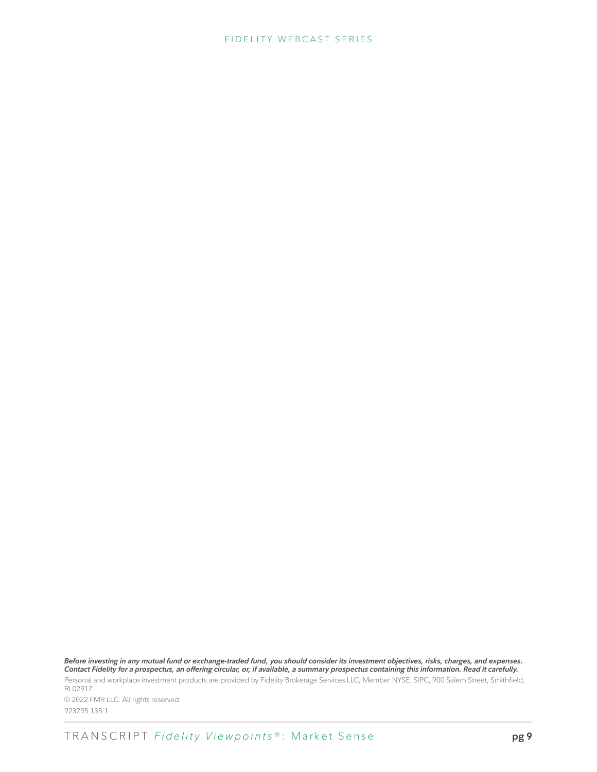***Before investing in any mutual fund or exchange-traded fund, you should consider its investment objectives, risks, charges, and expenses. Contact Fidelity for a prospectus, an offering circular, or, if available, a summary prospectus containing this information. Read it carefully.***

Personal and workplace investment products are provided by Fidelity Brokerage Services LLC, Member NYSE, SIPC, 900 Salem Street, Smithfield, RI 02917

© 2022 FMR LLC. All rights reserved.

923295.135.1